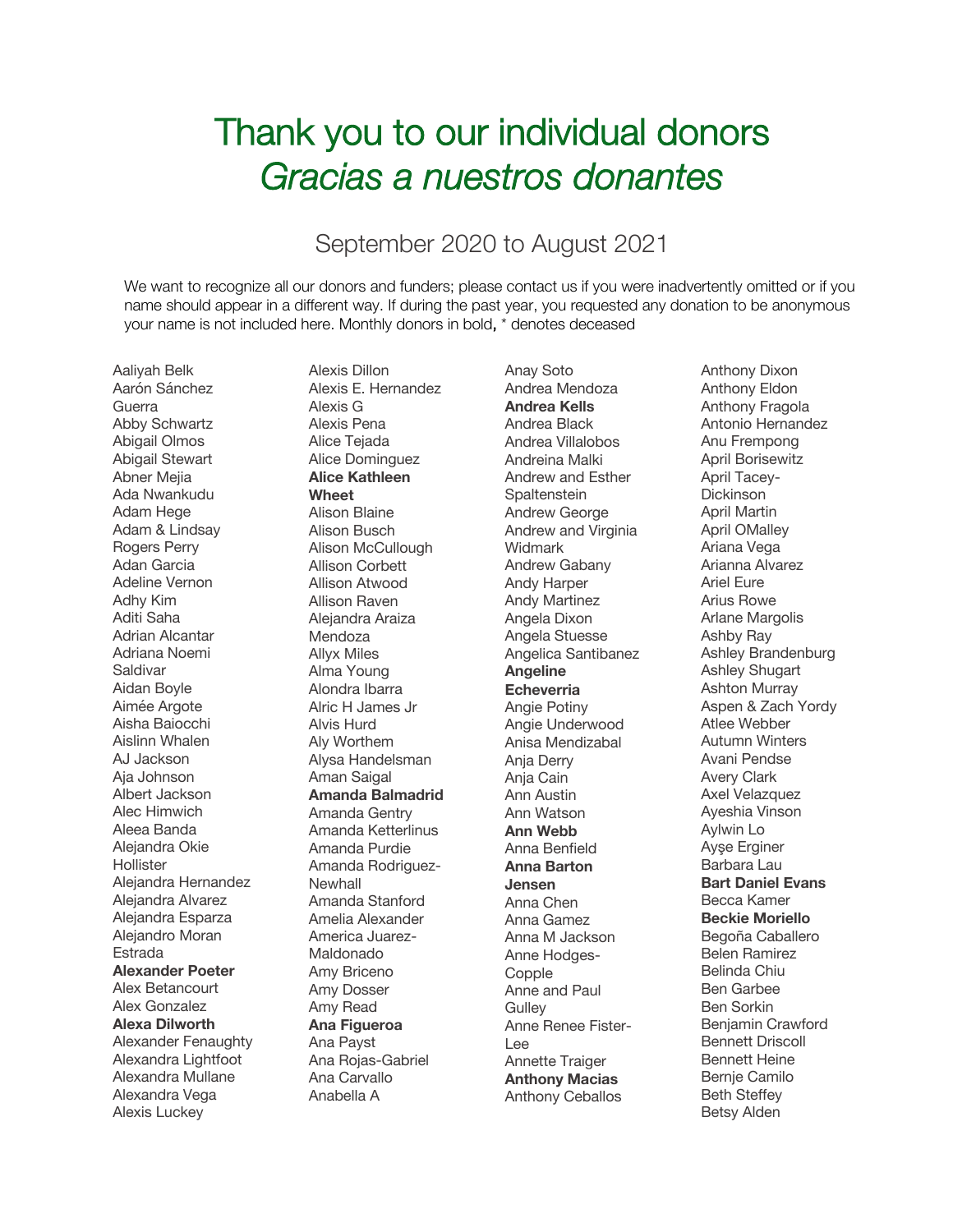# Thank you to our individual donors
# *Gracias a nuestros donantes*

## September 2020 to August 2021

We want to recognize all our donors and funders; please contact us if you were inadvertently omitted or if you name should appear in a different way. If during the past year, you requested any donation to be anonymous your name is not included here. Monthly donors in bold**,** * denotes deceased

Aaliyah Belk
Aarón Sánchez Guerra
Abby Schwartz
Abigail Olmos
Abigail Stewart
Abner Mejia
Ada Nwankudu
Adam Hege
Adam & Lindsay Rogers Perry
Adan Garcia
Adeline Vernon
Adhy Kim
Aditi Saha
Adrian Alcantar
Adriana Noemi Saldivar
Aidan Boyle
Aimée Argote
Aisha Baiocchi
Aislinn Whalen
AJ Jackson
Aja Johnson
Albert Jackson
Alec Himwich
Aleea Banda
Alejandra Okie Hollister
Alejandra Hernandez
Alejandra Alvarez
Alejandra Esparza
Alejandro Moran Estrada
**Alexander Poeter**
Alex Betancourt
Alex Gonzalez
**Alexa Dilworth**
Alexander Fenaughty
Alexandra Lightfoot
Alexandra Mullane
Alexandra Vega
Alexis Luckey
Alexis Dillon
Alexis E. Hernandez
Alexis G
Alexis Pena
Alice Tejada
Alice Dominguez
**Alice Kathleen Wheet**
Alison Blaine
Alison Busch
Alison McCullough
Allison Corbett
Allison Atwood
Allison Raven
Alejandra Araiza Mendoza
Allyx Miles
Alma Young
Alondra Ibarra
Alric H James Jr
Alvis Hurd
Aly Worthem
Alysa Handelsman
Aman Saigal
**Amanda Balmadrid**
Amanda Gentry
Amanda Ketterlinus
Amanda Purdie
Amanda Rodriguez-Newhall
Amanda Stanford
Amelia Alexander
America Juarez-Maldonado
Amy Briceno
Amy Dosser
Amy Read
**Ana Figueroa**
Ana Payst
Ana Rojas-Gabriel
Ana Carvallo
Anabella A
Anay Soto
Andrea Mendoza
**Andrea Kells**
Andrea Black
Andrea Villalobos
Andreina Malki
Andrew and Esther Spaltenstein
Andrew George
Andrew and Virginia Widmark
Andrew Gabany
Andy Harper
Andy Martinez
Angela Dixon
Angela Stuesse
Angelica Santibanez
**Angeline Echeverria**
Angie Potiny
Angie Underwood
Anisa Mendizabal
Anja Derry
Anja Cain
Ann Austin
Ann Watson
**Ann Webb**
Anna Benfield
**Anna Barton Jensen**
Anna Chen
Anna Gamez
Anna M Jackson
Anne Hodges-Copple
Anne and Paul Gulley
Anne Renee Fister-Lee
Annette Traiger
**Anthony Macias**
Anthony Ceballos
Anthony Dixon
Anthony Eldon
Anthony Fragola
Antonio Hernandez
Anu Frempong
April Borisewitz
April Tacey-Dickinson
April Martin
April OMalley
Ariana Vega
Arianna Alvarez
Ariel Eure
Arius Rowe
Arlane Margolis
Ashby Ray
Ashley Brandenburg
Ashley Shugart
Ashton Murray
Aspen & Zach Yordy
Atlee Webber
Autumn Winters
Avani Pendse
Avery Clark
Axel Velazquez
Ayeshia Vinson
Aylwin Lo
Ayşe Erginer
Barbara Lau
**Bart Daniel Evans**
Becca Kamer
**Beckie Moriello**
Begoña Caballero
Belen Ramirez
Belinda Chiu
Ben Garbee
Ben Sorkin
Benjamin Crawford
Bennett Driscoll
Bennett Heine
Bernje Camilo
Beth Steffey
Betsy Alden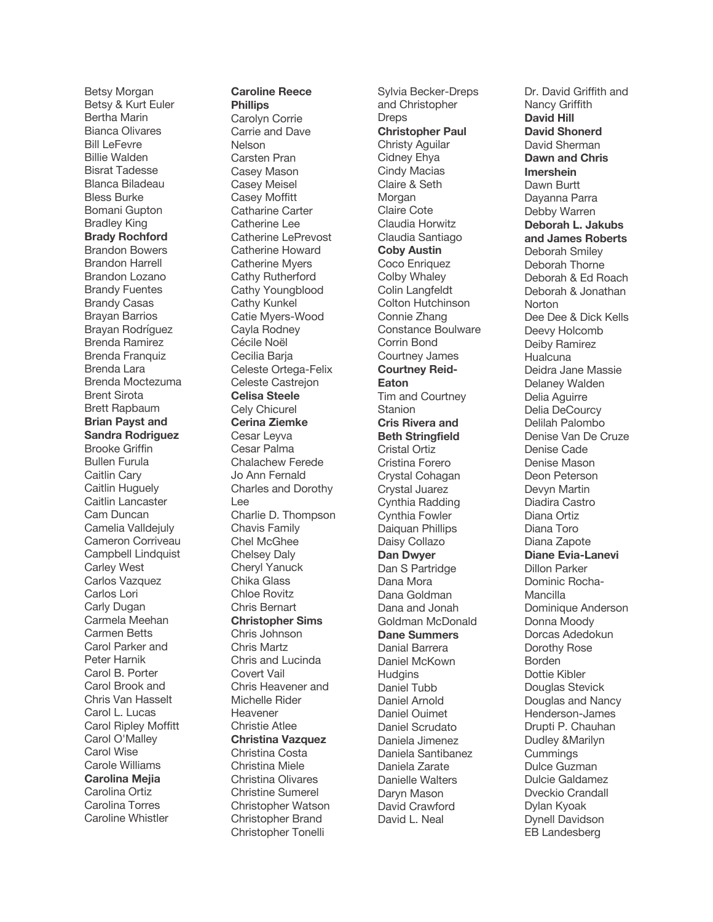Betsy Morgan
Betsy & Kurt Euler
Bertha Marin
Bianca Olivares
Bill LeFevre
Billie Walden
Bisrat Tadesse
Blanca Biladeau
Bless Burke
Bomani Gupton
Bradley King
**Brady Rochford**
Brandon Bowers
Brandon Harrell
Brandon Lozano
Brandy Fuentes
Brandy Casas
Brayan Barrios
Brayan Rodríguez
Brenda Ramirez
Brenda Franquiz
Brenda Lara
Brenda Moctezuma
Brent Sirota
Brett Rapbaum
**Brian Payst and Sandra Rodriguez**
Brooke Griffin
Bullen Furula
Caitlin Cary
Caitlin Huguely
Caitlin Lancaster
Cam Duncan
Camelia Valldejuly
Cameron Corriveau
Campbell Lindquist
Carley West
Carlos Vazquez
Carlos Lori
Carly Dugan
Carmela Meehan
Carmen Betts
Carol Parker and Peter Harnik
Carol B. Porter
Carol Brook and Chris Van Hasselt
Carol L. Lucas
Carol Ripley Moffitt
Carol O'Malley
Carol Wise
Carole Williams
**Carolina Mejia**
Carolina Ortiz
Carolina Torres
Caroline Whistler
**Caroline Reece Phillips**
Carolyn Corrie
Carrie and Dave Nelson
Carsten Pran
Casey Mason
Casey Meisel
Casey Moffitt
Catharine Carter
Catherine Lee
Catherine LePrevost
Catherine Howard
Catherine Myers
Cathy Rutherford
Cathy Youngblood
Cathy Kunkel
Catie Myers-Wood
Cayla Rodney
Cécile Noël
Cecilia Barja
Celeste Ortega-Felix
Celeste Castrejon
**Celisa Steele**
Cely Chicurel
**Cerina Ziemke**
Cesar Leyva
Cesar Palma
Chalachew Ferede
Jo Ann Fernald
Charles and Dorothy Lee
Charlie D. Thompson
Chavis Family
Chel McGhee
Chelsey Daly
Cheryl Yanuck
Chika Glass
Chloe Rovitz
Chris Bernart
**Christopher Sims**
Chris Johnson
Chris Martz
Chris and Lucinda Covert Vail
Chris Heavener and Michelle Rider Heavener
Christie Atlee
**Christina Vazquez**
Christina Costa
Christina Miele
Christina Olivares
Christine Sumerel
Christopher Watson
Christopher Brand
Christopher Tonelli
Sylvia Becker-Dreps and Christopher Dreps
**Christopher Paul**
Christy Aguilar
Cidney Ehya
Cindy Macias
Claire & Seth Morgan
Claire Cote
Claudia Horwitz
Claudia Santiago
**Coby Austin**
Coco Enriquez
Colby Whaley
Colin Langfeldt
Colton Hutchinson
Connie Zhang
Constance Boulware
Corrin Bond
Courtney James
**Courtney Reid-Eaton**
Tim and Courtney Stanion
**Cris Rivera and Beth Stringfield**
Cristal Ortiz
Cristina Forero
Crystal Cohagan
Crystal Juarez
Cynthia Radding
Cynthia Fowler
Daiquan Phillips
Daisy Collazo
**Dan Dwyer**
Dan S Partridge
Dana Mora
Dana Goldman
Dana and Jonah Goldman McDonald
**Dane Summers**
Danial Barrera
Daniel McKown Hudgins
Daniel Tubb
Daniel Arnold
Daniel Ouimet
Daniel Scrudato
Daniela Jimenez
Daniela Santibanez
Daniela Zarate
Danielle Walters
Daryn Mason
David Crawford
David L. Neal
Dr. David Griffith and Nancy Griffith
**David Hill**
**David Shonerd**
David Sherman
**Dawn and Chris Imershein**
Dawn Burtt
Dayanna Parra
Debby Warren
**Deborah L. Jakubs and James Roberts**
Deborah Smiley
Deborah Thorne
Deborah & Ed Roach
Deborah & Jonathan Norton
Dee Dee & Dick Kells
Deevy Holcomb
Deiby Ramirez Hualcuna
Deidra Jane Massie
Delaney Walden
Delia Aguirre
Delia DeCourcy
Delilah Palombo
Denise Van De Cruze
Denise Cade
Denise Mason
Deon Peterson
Devyn Martin
Diadira Castro
Diana Ortiz
Diana Toro
Diana Zapote
**Diane Evia-Lanevi**
Dillon Parker
Dominic Rocha-Mancilla
Dominique Anderson
Donna Moody
Dorcas Adedokun
Dorothy Rose Borden
Dottie Kibler
Douglas Stevick
Douglas and Nancy Henderson-James
Drupti P. Chauhan
Dudley &Marilyn Cummings
Dulce Guzman
Dulcie Galdamez
Dveckio Crandall
Dylan Kyoak
Dynell Davidson
EB Landesberg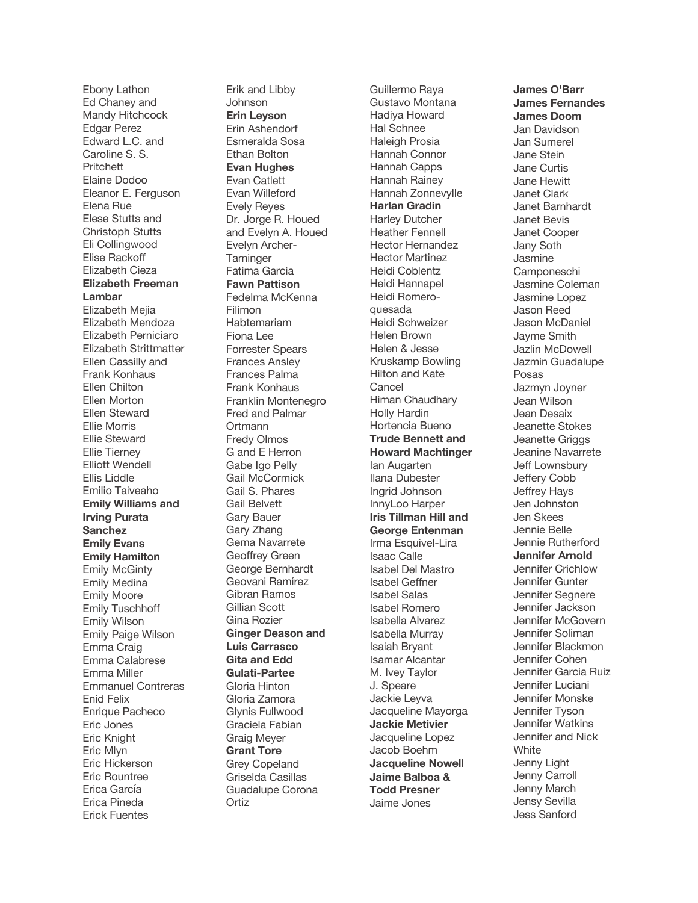Ebony Lathon
Ed Chaney and Mandy Hitchcock
Edgar Perez
Edward L.C. and Caroline S. S. Pritchett
Elaine Dodoo
Eleanor E. Ferguson
Elena Rue
Elese Stutts and Christoph Stutts
Eli Collingwood
Elise Rackoff
Elizabeth Cieza
**Elizabeth Freeman Lambar**
Elizabeth Mejia
Elizabeth Mendoza
Elizabeth Perniciaro
Elizabeth Strittmatter
Ellen Cassilly and Frank Konhaus
Ellen Chilton
Ellen Morton
Ellen Steward
Ellie Morris
Ellie Steward
Ellie Tierney
Elliott Wendell
Ellis Liddle
Emilio Taiveaho
**Emily Williams and Irving Purata Sanchez**
**Emily Evans**
**Emily Hamilton**
Emily McGinty
Emily Medina
Emily Moore
Emily Tuschhoff
Emily Wilson
Emily Paige Wilson
Emma Craig
Emma Calabrese
Emma Miller
Emmanuel Contreras
Enid Felix
Enrique Pacheco
Eric Jones
Eric Knight
Eric Mlyn
Eric Hickerson
Eric Rountree
Erica García
Erica Pineda
Erick Fuentes
Erik and Libby Johnson
**Erin Leyson**
Erin Ashendorf
Esmeralda Sosa
Ethan Bolton
**Evan Hughes**
Evan Catlett
Evan Willeford
Evely Reyes
Dr. Jorge R. Houed and Evelyn A. Houed
Evelyn Archer-Taminger
Fatima Garcia
**Fawn Pattison**
Fedelma McKenna
Filimon Habtemariam
Fiona Lee
Forrester Spears
Frances Ansley
Frances Palma
Frank Konhaus
Franklin Montenegro
Fred and Palmar Ortmann
Fredy Olmos
G and E Herron
Gabe Igo Pelly
Gail McCormick
Gail S. Phares
Gail Belvett
Gary Bauer
Gary Zhang
Gema Navarrete
Geoffrey Green
George Bernhardt
Geovani Ramírez
Gibran Ramos
Gillian Scott
Gina Rozier
**Ginger Deason and Luis Carrasco**
**Gita and Edd Gulati-Partee**
Gloria Hinton
Gloria Zamora
Glynis Fullwood
Graciela Fabian
Graig Meyer
**Grant Tore**
Grey Copeland
Griselda Casillas
Guadalupe Corona Ortiz
Guillermo Raya
Gustavo Montana
Hadiya Howard
Hal Schnee
Haleigh Prosia
Hannah Connor
Hannah Capps
Hannah Rainey
Hannah Zonnevylle
**Harlan Gradin**
Harley Dutcher
Heather Fennell
Hector Hernandez
Hector Martinez
Heidi Coblentz
Heidi Hannapel
Heidi Romero-quesada
Heidi Schweizer
Helen Brown
Helen & Jesse Kruskamp Bowling
Hilton and Kate Cancel
Himan Chaudhary
Holly Hardin
Hortencia Bueno
**Trude Bennett and Howard Machtinger**
Ian Augarten
Ilana Dubester
Ingrid Johnson
InnyLoo Harper
**Iris Tillman Hill and George Entenman**
Irma Esquivel-Lira
Isaac Calle
Isabel Del Mastro
Isabel Geffner
Isabel Salas
Isabel Romero
Isabella Alvarez
Isabella Murray
Isaiah Bryant
Isamar Alcantar
M. Ivey Taylor
J. Speare
Jackie Leyva
Jacqueline Mayorga
**Jackie Metivier**
Jacqueline Lopez
Jacob Boehm
**Jacqueline Nowell**
**Jaime Balboa & Todd Presner**
Jaime Jones
**James O'Barr**
**James Fernandes**
**James Doom**
Jan Davidson
Jan Sumerel
Jane Stein
Jane Curtis
Jane Hewitt
Janet Clark
Janet Barnhardt
Janet Bevis
Janet Cooper
Jany Soth
Jasmine Camponeschi
Jasmine Coleman
Jasmine Lopez
Jason Reed
Jason McDaniel
Jayme Smith
Jazlin McDowell
Jazmin Guadalupe Posas
Jazmyn Joyner
Jean Wilson
Jean Desaix
Jeanette Stokes
Jeanette Griggs
Jeanine Navarrete
Jeff Lownsbury
Jeffery Cobb
Jeffrey Hays
Jen Johnston
Jen Skees
Jennie Belle
Jennie Rutherford
**Jennifer Arnold**
Jennifer Crichlow
Jennifer Gunter
Jennifer Segnere
Jennifer Jackson
Jennifer McGovern
Jennifer Soliman
Jennifer Blackmon
Jennifer Cohen
Jennifer Garcia Ruiz
Jennifer Luciani
Jennifer Monske
Jennifer Tyson
Jennifer Watkins
Jennifer and Nick White
Jenny Light
Jenny Carroll
Jenny March
Jensy Sevilla
Jess Sanford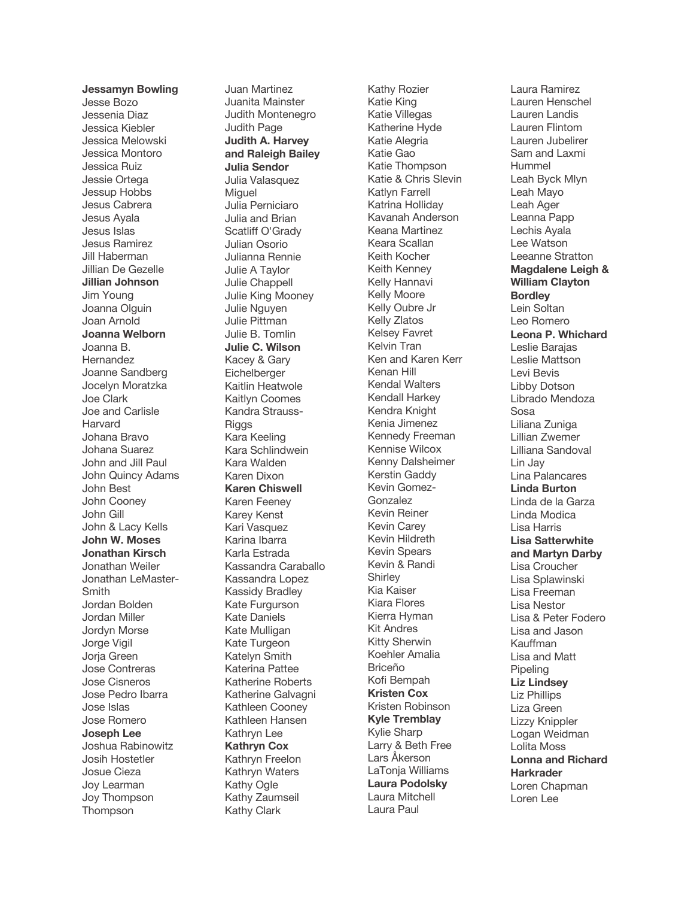**Jessamyn Bowling**
Jesse Bozo
Jessenia Diaz
Jessica Kiebler
Jessica Melowski
Jessica Montoro
Jessica Ruiz
Jessie Ortega
Jessup Hobbs
Jesus Cabrera
Jesus Ayala
Jesus Islas
Jesus Ramirez
Jill Haberman
Jillian De Gezelle
**Jillian Johnson**
Jim Young
Joanna Olguin
Joan Arnold
**Joanna Welborn**
Joanna B. Hernandez
Joanne Sandberg
Jocelyn Moratzka
Joe Clark
Joe and Carlisle Harvard
Johana Bravo
Johana Suarez
John and Jill Paul
John Quincy Adams
John Best
John Cooney
John Gill
John & Lacy Kells
**John W. Moses**
**Jonathan Kirsch**
Jonathan Weiler
Jonathan LeMaster-Smith
Jordan Bolden
Jordan Miller
Jordyn Morse
Jorge Vigil
Jorja Green
Jose Contreras
Jose Cisneros
Jose Pedro Ibarra
Jose Islas
Jose Romero
**Joseph Lee**
Joshua Rabinowitz
Josih Hostetler
Josue Cieza
Joy Learman
Joy Thompson Thompson

Juan Martinez
Juanita Mainster
Judith Montenegro
Judith Page
**Judith A. Harvey and Raleigh Bailey**
**Julia Sendor**
Julia Valasquez Miguel
Julia Perniciaro
Julia and Brian Scatliff O'Grady
Julian Osorio
Julianna Rennie
Julie A Taylor
Julie Chappell
Julie King Mooney
Julie Nguyen
Julie Pittman
Julie B. Tomlin
**Julie C. Wilson**
Kacey & Gary Eichelberger
Kaitlin Heatwole
Kaitlyn Coomes
Kandra Strauss-Riggs
Kara Keeling
Kara Schlindwein
Kara Walden
Karen Dixon
**Karen Chiswell**
Karen Feeney
Karey Kenst
Kari Vasquez
Karina Ibarra
Karla Estrada
Kassandra Caraballo
Kassandra Lopez
Kassidy Bradley
Kate Furgurson
Kate Daniels
Kate Mulligan
Kate Turgeon
Katelyn Smith
Katerina Pattee
Katherine Roberts
Katherine Galvagni
Kathleen Cooney
Kathleen Hansen
Kathryn Lee
**Kathryn Cox**
Kathryn Freelon
Kathryn Waters
Kathy Ogle
Kathy Zaumseil
Kathy Clark

Kathy Rozier
Katie King
Katie Villegas
Katherine Hyde
Katie Alegria
Katie Gao
Katie Thompson
Katie & Chris Slevin
Katlyn Farrell
Katrina Holliday
Kavanah Anderson
Keana Martinez
Keara Scallan
Keith Kocher
Keith Kenney
Kelly Hannavi
Kelly Moore
Kelly Oubre Jr
Kelly Zlatos
Kelsey Favret
Kelvin Tran
Ken and Karen Kerr
Kenan Hill
Kendal Walters
Kendall Harkey
Kendra Knight
Kenia Jimenez
Kennedy Freeman
Kennise Wilcox
Kenny Dalsheimer
Kerstin Gaddy
Kevin Gomez-Gonzalez
Kevin Reiner
Kevin Carey
Kevin Hildreth
Kevin Spears
Kevin & Randi Shirley
Kia Kaiser
Kiara Flores
Kierra Hyman
Kit Andres
Kitty Sherwin
Koehler Amalia Briceño
Kofi Bempah
**Kristen Cox**
Kristen Robinson
**Kyle Tremblay**
Kylie Sharp
Larry & Beth Free
Lars Åkerson
LaTonja Williams
**Laura Podolsky**
Laura Mitchell
Laura Paul

Laura Ramirez
Lauren Henschel
Lauren Landis
Lauren Flintom
Lauren Jubelirer
Sam and Laxmi Hummel
Leah Byck Mlyn
Leah Mayo
Leah Ager
Leanna Papp
Lechis Ayala
Lee Watson
Leeanne Stratton
**Magdalene Leigh & William Clayton Bordley**
Lein Soltan
Leo Romero
**Leona P. Whichard**
Leslie Barajas
Leslie Mattson
Levi Bevis
Libby Dotson
Librado Mendoza Sosa
Liliana Zuniga
Lillian Zwemer
Lilliana Sandoval
Lin Jay
Lina Palancares
**Linda Burton**
Linda de la Garza
Linda Modica
Lisa Harris
**Lisa Satterwhite and Martyn Darby**
Lisa Croucher
Lisa Splawinski
Lisa Freeman
Lisa Nestor
Lisa & Peter Fodero
Lisa and Jason Kauffman
Lisa and Matt Pipeling
**Liz Lindsey**
Liz Phillips
Liza Green
Lizzy Knippler
Logan Weidman
Lolita Moss
**Lonna and Richard Harkrader**
Loren Chapman
Loren Lee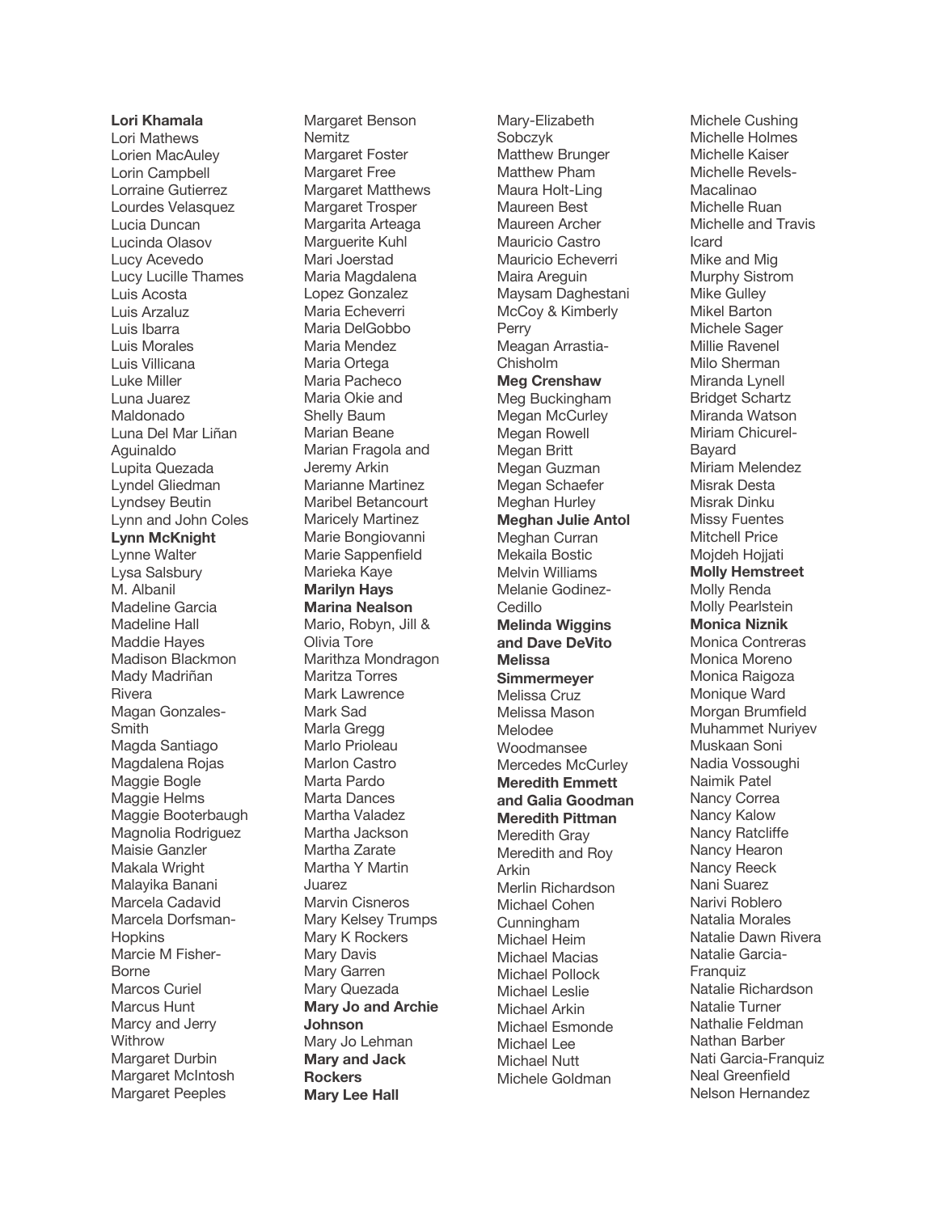**Lori Khamala**
Lori Mathews
Lorien MacAuley
Lorin Campbell
Lorraine Gutierrez
Lourdes Velasquez
Lucia Duncan
Lucinda Olasov
Lucy Acevedo
Lucy Lucille Thames
Luis Acosta
Luis Arzaluz
Luis Ibarra
Luis Morales
Luis Villicana
Luke Miller
Luna Juarez Maldonado
Luna Del Mar Liñan Aguinaldo
Lupita Quezada
Lyndel Gliedman
Lyndsey Beutin
Lynn and John Coles
**Lynn McKnight**
Lynne Walter
Lysa Salsbury
M. Albanil
Madeline Garcia
Madeline Hall
Maddie Hayes
Madison Blackmon
Mady Madriñan Rivera
Magan Gonzales-Smith
Magda Santiago
Magdalena Rojas
Maggie Bogle
Maggie Helms
Maggie Booterbaugh
Magnolia Rodriguez
Maisie Ganzler
Makala Wright
Malayika Banani
Marcela Cadavid
Marcela Dorfsman-Hopkins
Marcie M Fisher-Borne
Marcos Curiel
Marcus Hunt
Marcy and Jerry Withrow
Margaret Durbin
Margaret McIntosh
Margaret Peeples
Margaret Benson Nemitz
Margaret Foster
Margaret Free
Margaret Matthews
Margaret Trosper
Margarita Arteaga
Marguerite Kuhl
Mari Joerstad
Maria Magdalena Lopez Gonzalez
Maria Echeverri
Maria DelGobbo
Maria Mendez
Maria Ortega
Maria Pacheco
Maria Okie and Shelly Baum
Marian Beane
Marian Fragola and Jeremy Arkin
Marianne Martinez
Maribel Betancourt
Maricely Martinez
Marie Bongiovanni
Marie Sappenfield
Marieka Kaye
**Marilyn Hays**
**Marina Nealson**
Mario, Robyn, Jill & Olivia Tore
Marithza Mondragon
Maritza Torres
Mark Lawrence
Mark Sad
Marla Gregg
Marlo Prioleau
Marlon Castro
Marta Pardo
Marta Dances
Martha Valadez
Martha Jackson
Martha Zarate
Martha Y Martin Juarez
Marvin Cisneros
Mary Kelsey Trumps
Mary K Rockers
Mary Davis
Mary Garren
Mary Quezada
**Mary Jo and Archie Johnson**
Mary Jo Lehman
**Mary and Jack Rockers**
**Mary Lee Hall**
Mary-Elizabeth Sobczyk
Matthew Brunger
Matthew Pham
Maura Holt-Ling
Maureen Best
Maureen Archer
Mauricio Castro
Mauricio Echeverri
Maira Areguin
Maysam Daghestani
McCoy & Kimberly Perry
Meagan Arrastia-Chisholm
**Meg Crenshaw**
Meg Buckingham
Megan McCurley
Megan Rowell
Megan Britt
Megan Guzman
Megan Schaefer
Meghan Hurley
**Meghan Julie Antol**
Meghan Curran
Mekaila Bostic
Melvin Williams
Melanie Godinez-Cedillo
**Melinda Wiggins and Dave DeVito**
**Melissa Simmermeyer**
Melissa Cruz
Melissa Mason
Melodee Woodmansee
Mercedes McCurley
**Meredith Emmett and Galia Goodman**
**Meredith Pittman**
Meredith Gray
Meredith and Roy Arkin
Merlin Richardson
Michael Cohen Cunningham
Michael Heim
Michael Macias
Michael Pollock
Michael Leslie
Michael Arkin
Michael Esmonde
Michael Lee
Michael Nutt
Michele Goldman
Michele Cushing
Michelle Holmes
Michelle Kaiser
Michelle Revels-Macalinao
Michelle Ruan
Michelle and Travis Icard
Mike and Mig Murphy Sistrom
Mike Gulley
Mikel Barton
Michele Sager
Millie Ravenel
Milo Sherman
Miranda Lynell Bridget Schartz
Miranda Watson
Miriam Chicurel-Bayard
Miriam Melendez
Misrak Desta
Misrak Dinku
Missy Fuentes
Mitchell Price
Mojdeh Hojjati
**Molly Hemstreet**
Molly Renda
Molly Pearlstein
**Monica Niznik**
Monica Contreras
Monica Moreno
Monica Raigoza
Monique Ward
Morgan Brumfield
Muhammet Nuriyev
Muskaan Soni
Nadia Vossoughi
Naimik Patel
Nancy Correa
Nancy Kalow
Nancy Ratcliffe
Nancy Hearon
Nancy Reeck
Nani Suarez
Narivi Roblero
Natalia Morales
Natalie Dawn Rivera
Natalie Garcia-Franquiz
Natalie Richardson
Natalie Turner
Nathalie Feldman
Nathan Barber
Nati Garcia-Franquiz
Neal Greenfield
Nelson Hernandez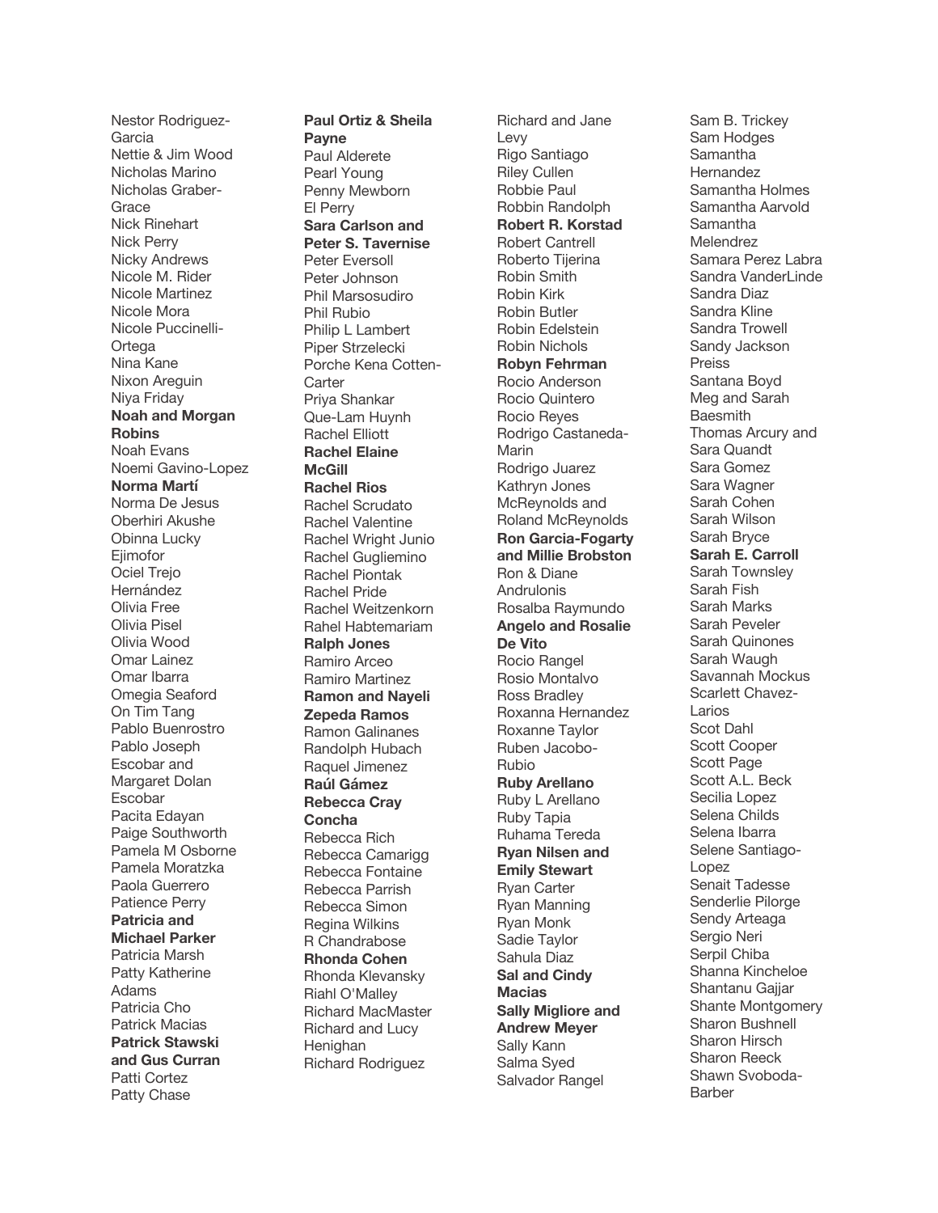Nestor Rodriguez-Garcia
Nettie & Jim Wood
Nicholas Marino
Nicholas Graber-Grace
Nick Rinehart
Nick Perry
Nicky Andrews
Nicole M. Rider
Nicole Martinez
Nicole Mora
Nicole Puccinelli-Ortega
Nina Kane
Nixon Areguin
Niya Friday
**Noah and Morgan Robins**
Noah Evans
Noemi Gavino-Lopez
**Norma Martí**
Norma De Jesus
Oberhiri Akushe
Obinna Lucky Ejimofor
Ociel Trejo Hernández
Olivia Free
Olivia Pisel
Olivia Wood
Omar Lainez
Omar Ibarra
Omegia Seaford
On Tim Tang
Pablo Buenrostro
Pablo Joseph Escobar and Margaret Dolan Escobar
Pacita Edayan
Paige Southworth
Pamela M Osborne
Pamela Moratzka
Paola Guerrero
Patience Perry
**Patricia and Michael Parker**
Patricia Marsh
Patty Katherine Adams
Patricia Cho
Patrick Macias
**Patrick Stawski and Gus Curran**
Patti Cortez
Patty Chase
**Paul Ortiz & Sheila Payne**
Paul Alderete
Pearl Young
Penny Mewborn
El Perry
**Sara Carlson and Peter S. Tavernise**
Peter Eversoll
Peter Johnson
Phil Marsosudiro
Phil Rubio
Philip L Lambert
Piper Strzelecki
Porche Kena Cotten-Carter
Priya Shankar
Que-Lam Huynh
Rachel Elliott
**Rachel Elaine McGill**
**Rachel Rios**
Rachel Scrudato
Rachel Valentine
Rachel Wright Junio
Rachel Gugliemino
Rachel Piontak
Rachel Pride
Rachel Weitzenkorn
Rahel Habtemariam
**Ralph Jones**
Ramiro Arceo
Ramiro Martinez
**Ramon and Nayeli Zepeda Ramos**
Ramon Galinanes
Randolph Hubach
Raquel Jimenez
**Raúl Gámez**
**Rebecca Cray Concha**
Rebecca Rich
Rebecca Camarigg
Rebecca Fontaine
Rebecca Parrish
Rebecca Simon
Regina Wilkins
R Chandrabose
**Rhonda Cohen**
Rhonda Klevansky
Riahl O'Malley
Richard MacMaster
Richard and Lucy Henighan
Richard Rodriguez
Richard and Jane Levy
Rigo Santiago
Riley Cullen
Robbie Paul
Robbin Randolph
**Robert R. Korstad**
Robert Cantrell
Roberto Tijerina
Robin Smith
Robin Kirk
Robin Butler
Robin Edelstein
Robin Nichols
**Robyn Fehrman**
Rocio Anderson
Rocio Quintero
Rocio Reyes
Rodrigo Castaneda-Marin
Rodrigo Juarez
Kathryn Jones McReynolds and Roland McReynolds
**Ron Garcia-Fogarty and Millie Brobston**
Ron & Diane Andrulonis
Rosalba Raymundo
**Angelo and Rosalie De Vito**
Rocio Rangel
Rosio Montalvo
Ross Bradley
Roxanna Hernandez
Roxanne Taylor
Ruben Jacobo-Rubio
**Ruby Arellano**
Ruby L Arellano
Ruby Tapia
Ruhama Tereda
**Ryan Nilsen and Emily Stewart**
Ryan Carter
Ryan Manning
Ryan Monk
Sadie Taylor
Sahula Diaz
**Sal and Cindy Macias**
**Sally Migliore and Andrew Meyer**
Sally Kann
Salma Syed
Salvador Rangel
Sam B. Trickey
Sam Hodges
Samantha Hernandez
Samantha Holmes
Samantha Aarvold
Samantha Melendrez
Samara Perez Labra
Sandra VanderLinde
Sandra Diaz
Sandra Kline
Sandra Trowell
Sandy Jackson Preiss
Santana Boyd
Meg and Sarah Baesmith
Thomas Arcury and Sara Quandt
Sara Gomez
Sara Wagner
Sarah Cohen
Sarah Wilson
Sarah Bryce
**Sarah E. Carroll**
Sarah Townsley
Sarah Fish
Sarah Marks
Sarah Peveler
Sarah Quinones
Sarah Waugh
Savannah Mockus
Scarlett Chavez-Larios
Scot Dahl
Scott Cooper
Scott Page
Scott A.L. Beck
Secilia Lopez
Selena Childs
Selena Ibarra
Selene Santiago-Lopez
Senait Tadesse
Senderlie Pilorge
Sendy Arteaga
Sergio Neri
Serpil Chiba
Shanna Kincheloe
Shantanu Gajjar
Shante Montgomery
Sharon Bushnell
Sharon Hirsch
Sharon Reeck
Shawn Svoboda-Barber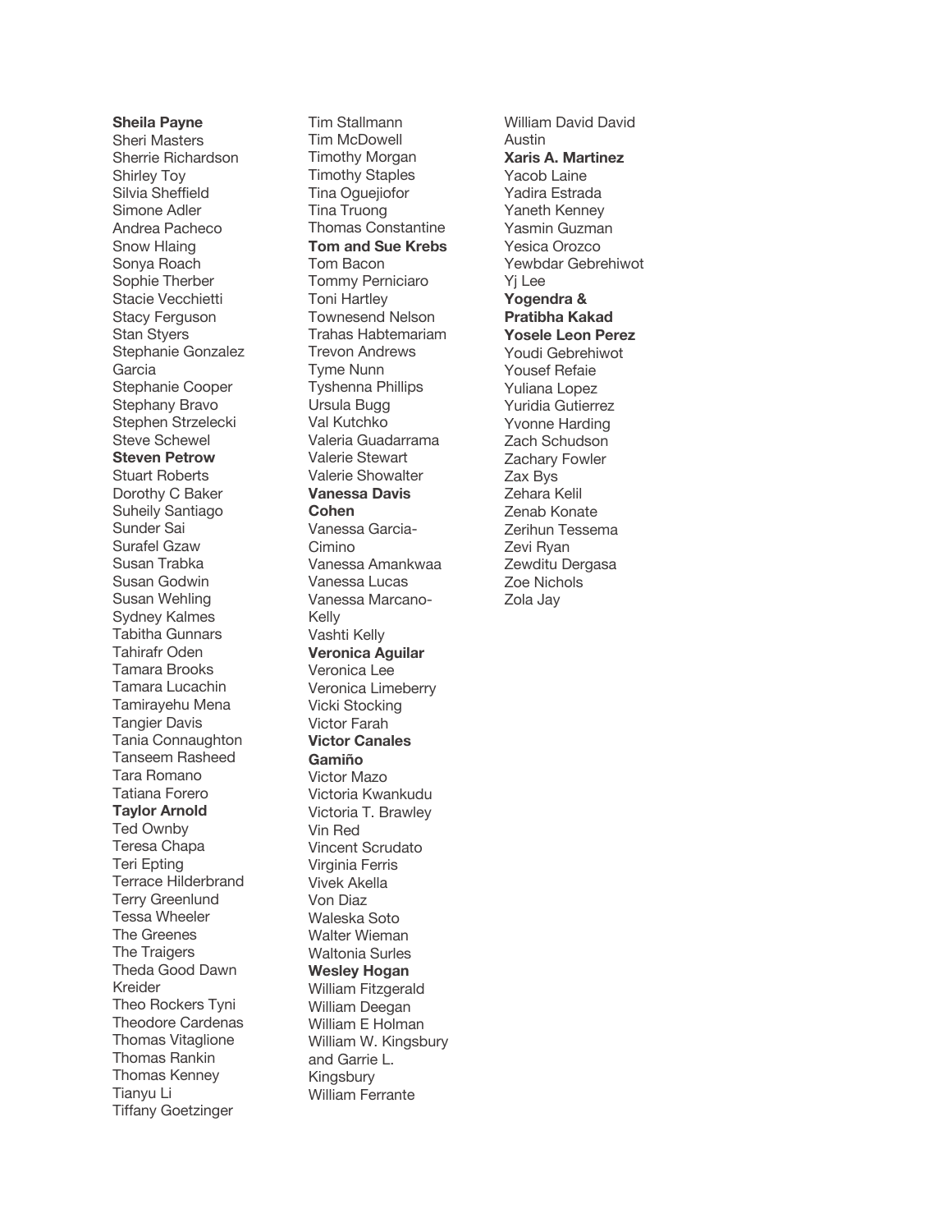**Sheila Payne**
Sheri Masters
Sherrie Richardson
Shirley Toy
Silvia Sheffield
Simone Adler
Andrea Pacheco
Snow Hlaing
Sonya Roach
Sophie Therber
Stacie Vecchietti
Stacy Ferguson
Stan Styers
Stephanie Gonzalez Garcia
Stephanie Cooper
Stephany Bravo
Stephen Strzelecki
Steve Schewel
**Steven Petrow**
Stuart Roberts
Dorothy C Baker
Suheily Santiago
Sunder Sai
Surafel Gzaw
Susan Trabka
Susan Godwin
Susan Wehling
Sydney Kalmes
Tabitha Gunnars
Tahirafr Oden
Tamara Brooks
Tamara Lucachin
Tamirayehu Mena
Tangier Davis
Tania Connaughton
Tanseem Rasheed
Tara Romano
Tatiana Forero
**Taylor Arnold**
Ted Ownby
Teresa Chapa
Teri Epting
Terrace Hilderbrand
Terry Greenlund
Tessa Wheeler
The Greenes
The Traigers
Theda Good Dawn Kreider
Theo Rockers Tyni
Theodore Cardenas
Thomas Vitaglione
Thomas Rankin
Thomas Kenney
Tianyu Li
Tiffany Goetzinger
Tim Stallmann
Tim McDowell
Timothy Morgan
Timothy Staples
Tina Oguejiofor
Tina Truong
Thomas Constantine
**Tom and Sue Krebs**
Tom Bacon
Tommy Perniciaro
Toni Hartley
Townesend Nelson
Trahas Habtemariam
Trevon Andrews
Tyme Nunn
Tyshenna Phillips
Ursula Bugg
Val Kutchko
Valeria Guadarrama
Valerie Stewart
Valerie Showalter
**Vanessa Davis Cohen**
Vanessa Garcia-Cimino
Vanessa Amankwaa
Vanessa Lucas
Vanessa Marcano-Kelly
Vashti Kelly
**Veronica Aguilar**
Veronica Lee
Veronica Limeberry
Vicki Stocking
Victor Farah
**Victor Canales Gamiño**
Victor Mazo
Victoria Kwankudu
Victoria T. Brawley
Vin Red
Vincent Scrudato
Virginia Ferris
Vivek Akella
Von Diaz
Waleska Soto
Walter Wieman
Waltonia Surles
**Wesley Hogan**
William Fitzgerald
William Deegan
William E Holman
William W. Kingsbury and Garrie L. Kingsbury
William Ferrante
William David David Austin
**Xaris A. Martinez**
Yacob Laine
Yadira Estrada
Yaneth Kenney
Yasmin Guzman
Yesica Orozco
Yewbdar Gebrehiwot
Yj Lee
**Yogendra & Pratibha Kakad**
**Yosele Leon Perez**
Youdi Gebrehiwot
Yousef Refaie
Yuliana Lopez
Yuridia Gutierrez
Yvonne Harding
Zach Schudson
Zachary Fowler
Zax Bys
Zehara Kelil
Zenab Konate
Zerihun Tessema
Zevi Ryan
Zewditu Dergasa
Zoe Nichols
Zola Jay